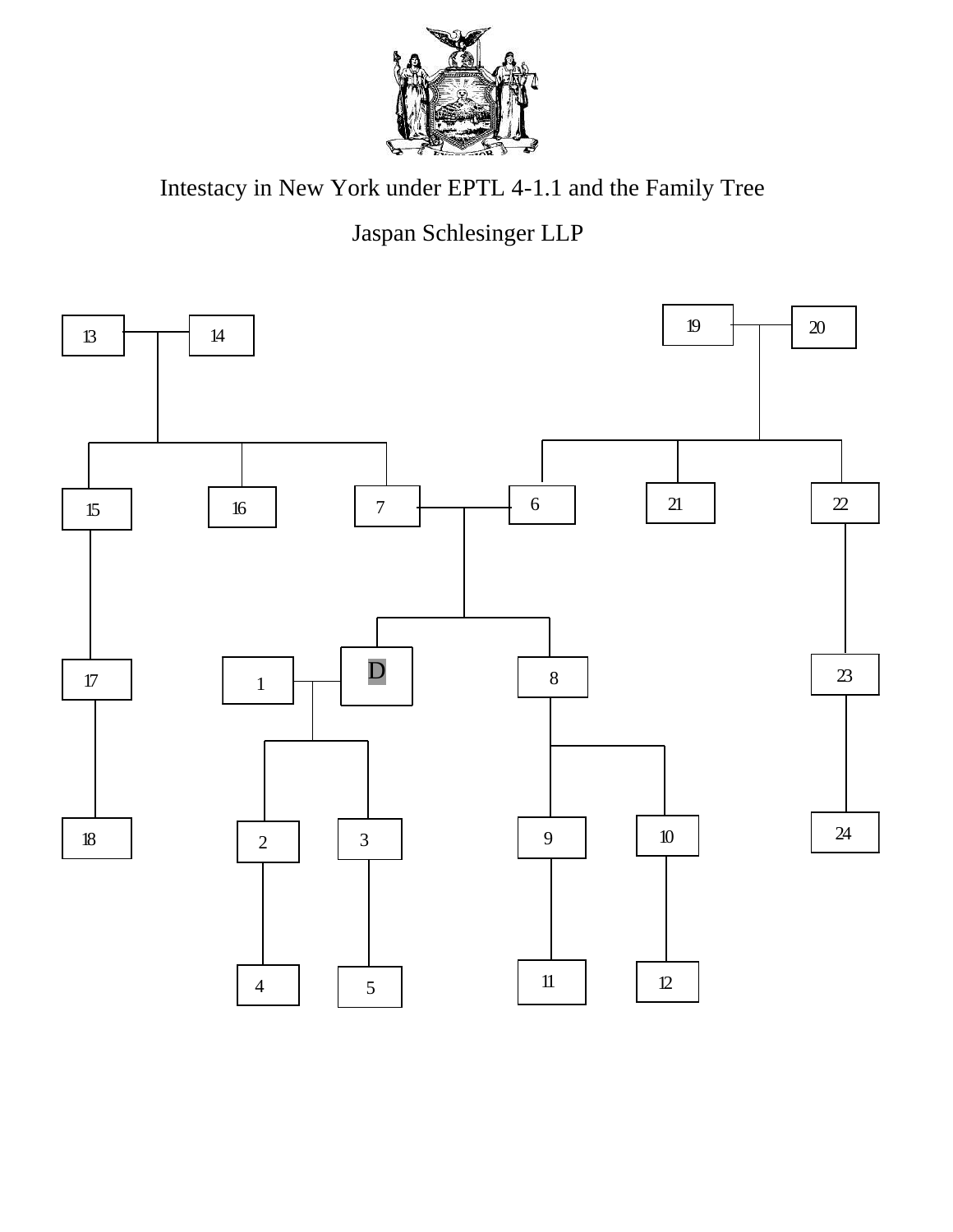# Intestacy in New York under EPTL 4-1.1 and the Family Tree

Jaspan Schlesinger LLP

13 14 19 20

15 16 7 6 21 22

17 1 D 8 23

18 2 3 9 10 24

4 5 11 12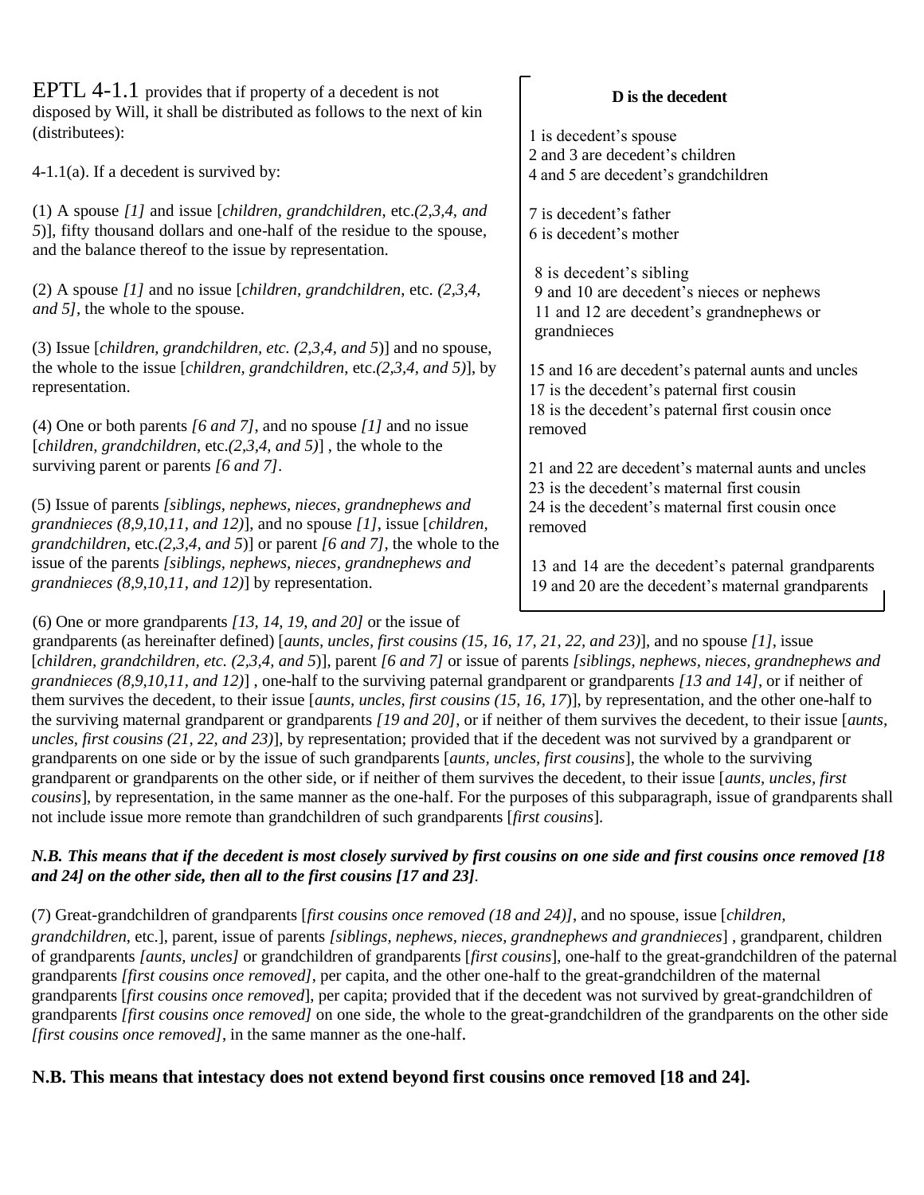EPTL 4-1.1 provides that if property of a decedent is not disposed by Will, it shall be distributed as follows to the next of kin (distributees):

4-1.1(a). If a decedent is survived by:

(1) A spouse *[1]* and issue [*children, grandchildren*, etc.*(2,3,4, and 5*)], fifty thousand dollars and one-half of the residue to the spouse, and the balance thereof to the issue by representation.

(2) A spouse *[1]* and no issue [*children, grandchildren*, etc. *(2,3,4, and 5]*, the whole to the spouse.

(3) Issue [*children, grandchildren, etc. (2,3,4, and 5*)] and no spouse, the whole to the issue [*children, grandchildren*, etc.*(2,3,4, and 5)*], by representation.

(4) One or both parents *[6 and 7]*, and no spouse *[1]* and no issue [*children, grandchildren*, etc.*(2,3,4, and 5)*] , the whole to the surviving parent or parents *[6 and 7]*.

(5) Issue of parents *[siblings, nephews, nieces, grandnephews and grandnieces (8,9,10,11, and 12)*], and no spouse *[1]*, issue [*children, grandchildren*, etc.*(2,3,4, and 5*)] or parent *[6 and 7]*, the whole to the issue of the parents *[siblings, nephews, nieces, grandnephews and grandnieces (8,9,10,11, and 12)*] by representation.

**D is the decedent**

1 is decedent's spouse
2 and 3 are decedent's children
4 and 5 are decedent's grandchildren

7 is decedent's father
6 is decedent's mother

8 is decedent's sibling
9 and 10 are decedent's nieces or nephews
11 and 12 are decedent's grandnephews or grandnieces

15 and 16 are decedent's paternal aunts and uncles
17 is the decedent's paternal first cousin
18 is the decedent's paternal first cousin once removed

21 and 22 are decedent's maternal aunts and uncles
23 is the decedent's maternal first cousin
24 is the decedent's maternal first cousin once removed

13 and 14 are the decedent's paternal grandparents
19 and 20 are the decedent's maternal grandparents

(6) One or more grandparents *[13, 14, 19, and 20]* or the issue of grandparents (as hereinafter defined) [*aunts, uncles, first cousins (15, 16, 17, 21, 22, and 23)*], and no spouse *[1]*, issue [*children, grandchildren, etc. (2,3,4, and 5*)], parent *[6 and 7]* or issue of parents *[siblings, nephews, nieces, grandnephews and grandnieces (8,9,10,11, and 12)*] , one-half to the surviving paternal grandparent or grandparents *[13 and 14]*, or if neither of them survives the decedent, to their issue [*aunts, uncles, first cousins (15, 16, 17*)], by representation, and the other one-half to the surviving maternal grandparent or grandparents *[19 and 20]*, or if neither of them survives the decedent, to their issue [*aunts, uncles, first cousins (21, 22, and 23)*], by representation; provided that if the decedent was not survived by a grandparent or grandparents on one side or by the issue of such grandparents [*aunts, uncles, first cousins*], the whole to the surviving grandparent or grandparents on the other side, or if neither of them survives the decedent, to their issue [*aunts, uncles, first cousins*], by representation, in the same manner as the one-half. For the purposes of this subparagraph, issue of grandparents shall not include issue more remote than grandchildren of such grandparents [*first cousins*].

***N.B. This means that if the decedent is most closely survived by first cousins on one side and first cousins once removed [18 and 24] on the other side, then all to the first cousins [17 and 23]***.

(7) Great-grandchildren of grandparents [*first cousins once removed (18 and 24)]*, and no spouse, issue [*children, grandchildren*, etc.], parent, issue of parents *[siblings, nephews, nieces, grandnephews and grandnieces*] , grandparent, children of grandparents *[aunts, uncles]* or grandchildren of grandparents [*first cousins*], one-half to the great-grandchildren of the paternal grandparents *[first cousins once removed]*, per capita, and the other one-half to the great-grandchildren of the maternal grandparents [*first cousins once removed*], per capita; provided that if the decedent was not survived by great-grandchildren of grandparents *[first cousins once removed]* on one side, the whole to the great-grandchildren of the grandparents on the other side *[first cousins once removed]*, in the same manner as the one-half.

**N.B. This means that intestacy does not extend beyond first cousins once removed [18 and 24].**